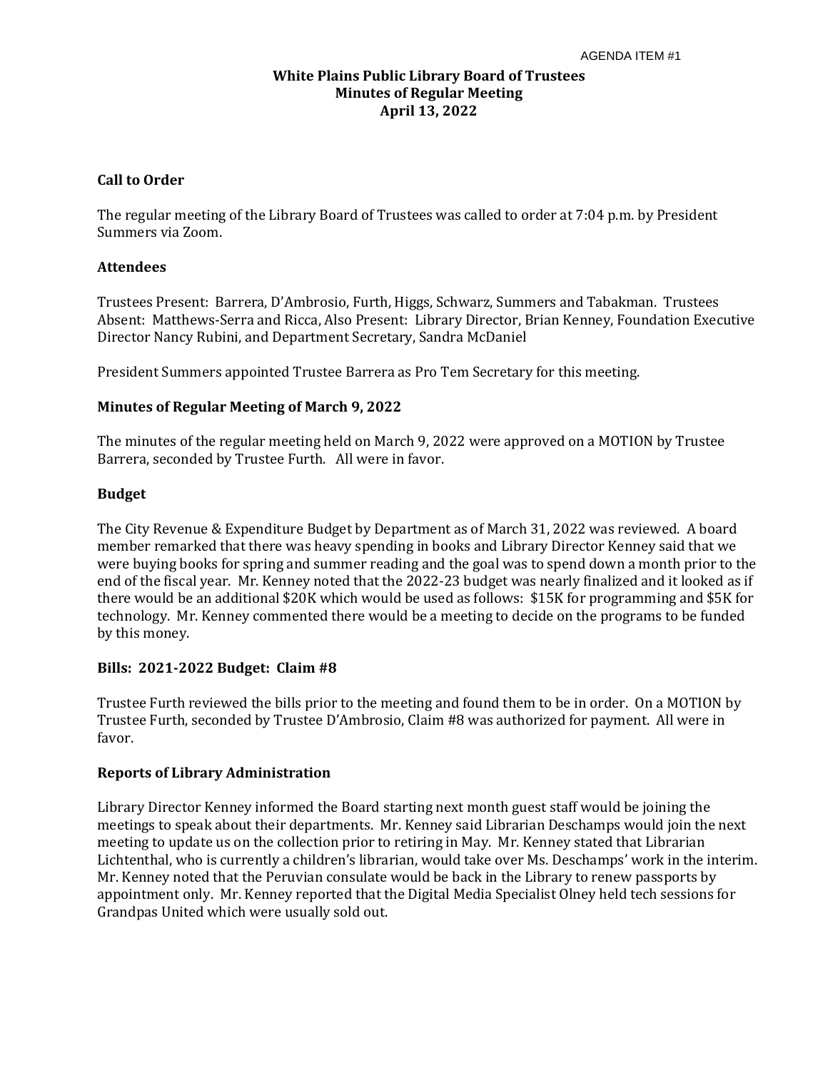AGENDA ITEM #1

# White Plains Public Library Board of Trustees
## Minutes of Regular Meeting
## April 13, 2022

### Call to Order

The regular meeting of the Library Board of Trustees was called to order at 7:04 p.m. by President Summers via Zoom.

### Attendees

Trustees Present: Barrera, D'Ambrosio, Furth, Higgs, Schwarz, Summers and Tabakman. Trustees Absent: Matthews-Serra and Ricca, Also Present: Library Director, Brian Kenney, Foundation Executive Director Nancy Rubini, and Department Secretary, Sandra McDaniel

President Summers appointed Trustee Barrera as Pro Tem Secretary for this meeting.

### Minutes of Regular Meeting of March 9, 2022

The minutes of the regular meeting held on March 9, 2022 were approved on a MOTION by Trustee Barrera, seconded by Trustee Furth. All were in favor.

### Budget

The City Revenue & Expenditure Budget by Department as of March 31, 2022 was reviewed. A board member remarked that there was heavy spending in books and Library Director Kenney said that we were buying books for spring and summer reading and the goal was to spend down a month prior to the end of the fiscal year. Mr. Kenney noted that the 2022-23 budget was nearly finalized and it looked as if there would be an additional $20K which would be used as follows: $15K for programming and $5K for technology. Mr. Kenney commented there would be a meeting to decide on the programs to be funded by this money.

### Bills: 2021-2022 Budget: Claim #8

Trustee Furth reviewed the bills prior to the meeting and found them to be in order. On a MOTION by Trustee Furth, seconded by Trustee D'Ambrosio, Claim #8 was authorized for payment. All were in favor.

### Reports of Library Administration

Library Director Kenney informed the Board starting next month guest staff would be joining the meetings to speak about their departments. Mr. Kenney said Librarian Deschamps would join the next meeting to update us on the collection prior to retiring in May. Mr. Kenney stated that Librarian Lichtenthal, who is currently a children's librarian, would take over Ms. Deschamps' work in the interim. Mr. Kenney noted that the Peruvian consulate would be back in the Library to renew passports by appointment only. Mr. Kenney reported that the Digital Media Specialist Olney held tech sessions for Grandpas United which were usually sold out.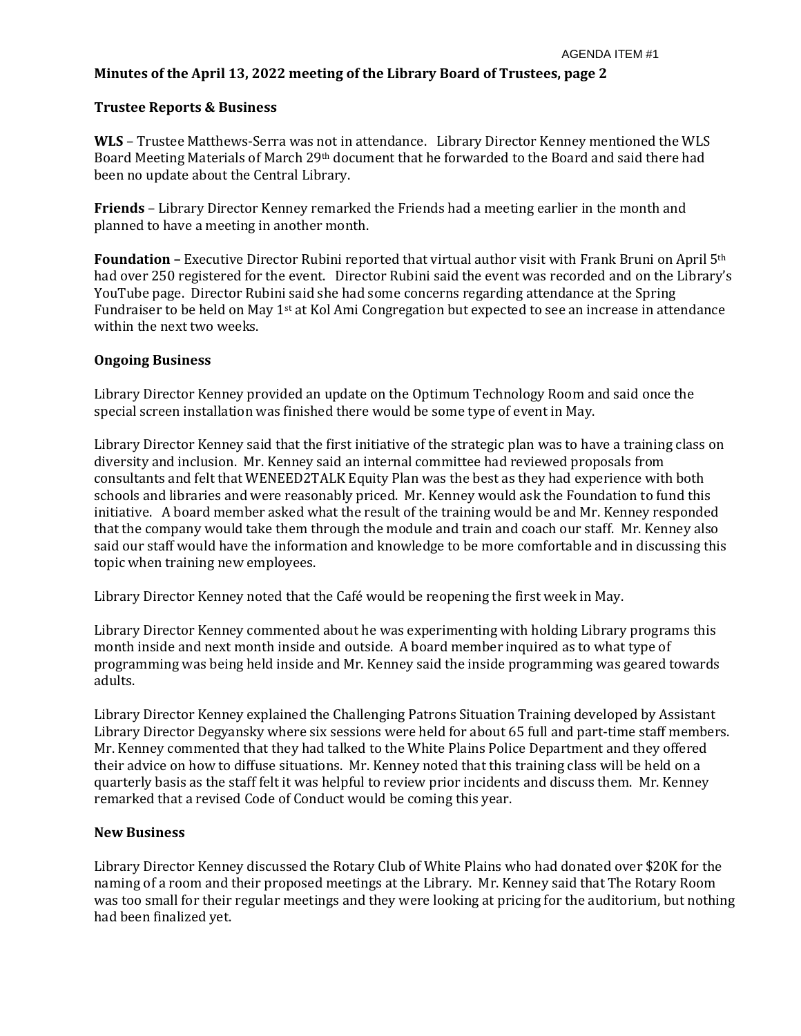AGENDA ITEM #1

**Minutes of the April 13, 2022 meeting of the Library Board of Trustees, page 2**

## Trustee Reports & Business

**WLS** – Trustee Matthews-Serra was not in attendance. Library Director Kenney mentioned the WLS Board Meeting Materials of March 29th document that he forwarded to the Board and said there had been no update about the Central Library.

**Friends** – Library Director Kenney remarked the Friends had a meeting earlier in the month and planned to have a meeting in another month.

**Foundation –** Executive Director Rubini reported that virtual author visit with Frank Bruni on April 5th had over 250 registered for the event. Director Rubini said the event was recorded and on the Library's YouTube page. Director Rubini said she had some concerns regarding attendance at the Spring Fundraiser to be held on May 1st at Kol Ami Congregation but expected to see an increase in attendance within the next two weeks.

## Ongoing Business

Library Director Kenney provided an update on the Optimum Technology Room and said once the special screen installation was finished there would be some type of event in May.

Library Director Kenney said that the first initiative of the strategic plan was to have a training class on diversity and inclusion. Mr. Kenney said an internal committee had reviewed proposals from consultants and felt that WENEED2TALK Equity Plan was the best as they had experience with both schools and libraries and were reasonably priced. Mr. Kenney would ask the Foundation to fund this initiative. A board member asked what the result of the training would be and Mr. Kenney responded that the company would take them through the module and train and coach our staff. Mr. Kenney also said our staff would have the information and knowledge to be more comfortable and in discussing this topic when training new employees.

Library Director Kenney noted that the Café would be reopening the first week in May.

Library Director Kenney commented about he was experimenting with holding Library programs this month inside and next month inside and outside. A board member inquired as to what type of programming was being held inside and Mr. Kenney said the inside programming was geared towards adults.

Library Director Kenney explained the Challenging Patrons Situation Training developed by Assistant Library Director Degyansky where six sessions were held for about 65 full and part-time staff members. Mr. Kenney commented that they had talked to the White Plains Police Department and they offered their advice on how to diffuse situations. Mr. Kenney noted that this training class will be held on a quarterly basis as the staff felt it was helpful to review prior incidents and discuss them. Mr. Kenney remarked that a revised Code of Conduct would be coming this year.

## New Business

Library Director Kenney discussed the Rotary Club of White Plains who had donated over $20K for the naming of a room and their proposed meetings at the Library. Mr. Kenney said that The Rotary Room was too small for their regular meetings and they were looking at pricing for the auditorium, but nothing had been finalized yet.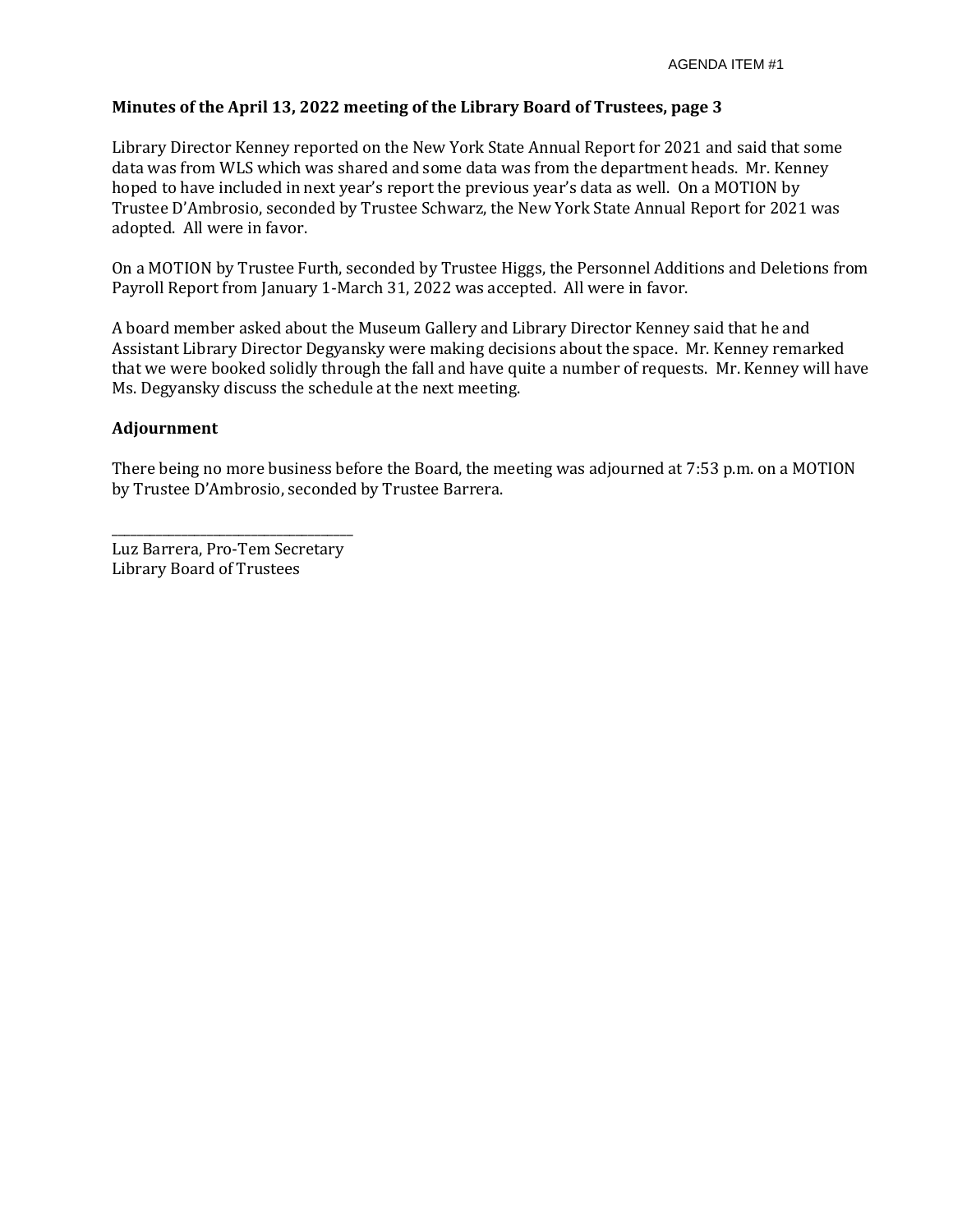AGENDA ITEM #1

**Minutes of the April 13, 2022 meeting of the Library Board of Trustees, page 3**

Library Director Kenney reported on the New York State Annual Report for 2021 and said that some data was from WLS which was shared and some data was from the department heads. Mr. Kenney hoped to have included in next year's report the previous year's data as well. On a MOTION by Trustee D'Ambrosio, seconded by Trustee Schwarz, the New York State Annual Report for 2021 was adopted. All were in favor.

On a MOTION by Trustee Furth, seconded by Trustee Higgs, the Personnel Additions and Deletions from Payroll Report from January 1-March 31, 2022 was accepted. All were in favor.

A board member asked about the Museum Gallery and Library Director Kenney said that he and Assistant Library Director Degyansky were making decisions about the space. Mr. Kenney remarked that we were booked solidly through the fall and have quite a number of requests. Mr. Kenney will have Ms. Degyansky discuss the schedule at the next meeting.

## Adjournment

There being no more business before the Board, the meeting was adjourned at 7:53 p.m. on a MOTION by Trustee D'Ambrosio, seconded by Trustee Barrera.

\_\_\_\_\_\_\_\_\_\_\_\_\_\_\_\_\_\_\_\_\_\_\_\_\_\_\_\_\_\_\_\_\_\_\_\_\_\_\_\_

Luz Barrera, Pro-Tem Secretary
Library Board of Trustees